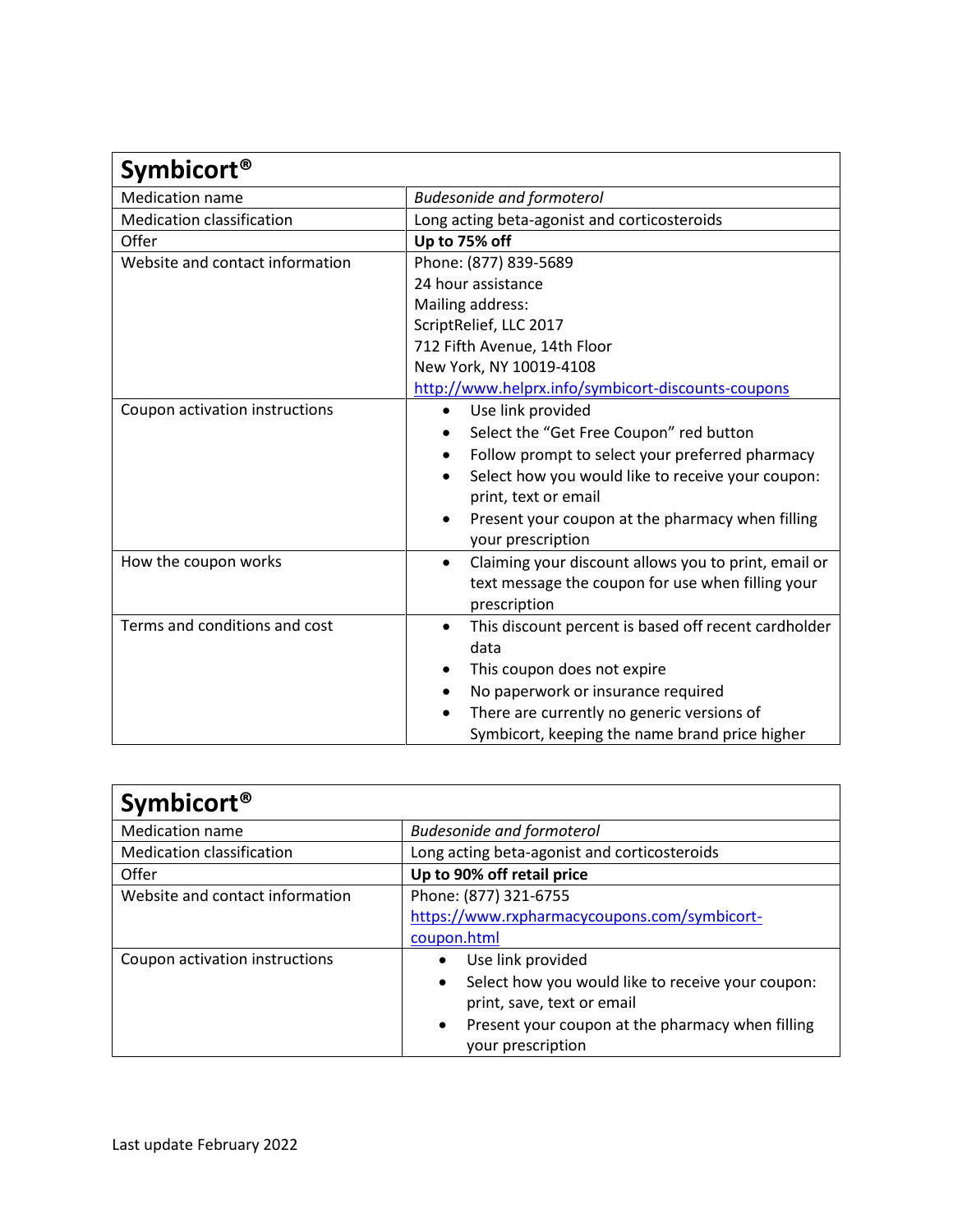| **Symbicort®** | |
|---|---|
| Medication name | *Budesonide and formoterol* |
| Medication classification | Long acting beta-agonist and corticosteroids |
| Offer | **Up to 75% off** |
| Website and contact information | Phone: (877) 839-5689<br>24 hour assistance<br>Mailing address:<br>ScriptRelief, LLC 2017<br>712 Fifth Avenue, 14th Floor<br>New York, NY 10019-4108<br>http://www.helprx.info/symbicort-discounts-coupons |
| Coupon activation instructions | • Use link provided<br>• Select the “Get Free Coupon” red button<br>• Follow prompt to select your preferred pharmacy<br>• Select how you would like to receive your coupon: print, text or email<br>• Present your coupon at the pharmacy when filling your prescription |
| How the coupon works | • Claiming your discount allows you to print, email or text message the coupon for use when filling your prescription |
| Terms and conditions and cost | • This discount percent is based off recent cardholder data<br>• This coupon does not expire<br>• No paperwork or insurance required<br>• There are currently no generic versions of Symbicort, keeping the name brand price higher |

| **Symbicort®** | |
|---|---|
| Medication name | *Budesonide and formoterol* |
| Medication classification | Long acting beta-agonist and corticosteroids |
| Offer | **Up to 90% off retail price** |
| Website and contact information | Phone: (877) 321-6755<br>https://www.rxpharmacycoupons.com/symbicort-coupon.html |
| Coupon activation instructions | • Use link provided<br>• Select how you would like to receive your coupon: print, save, text or email<br>• Present your coupon at the pharmacy when filling your prescription |

Last update February 2022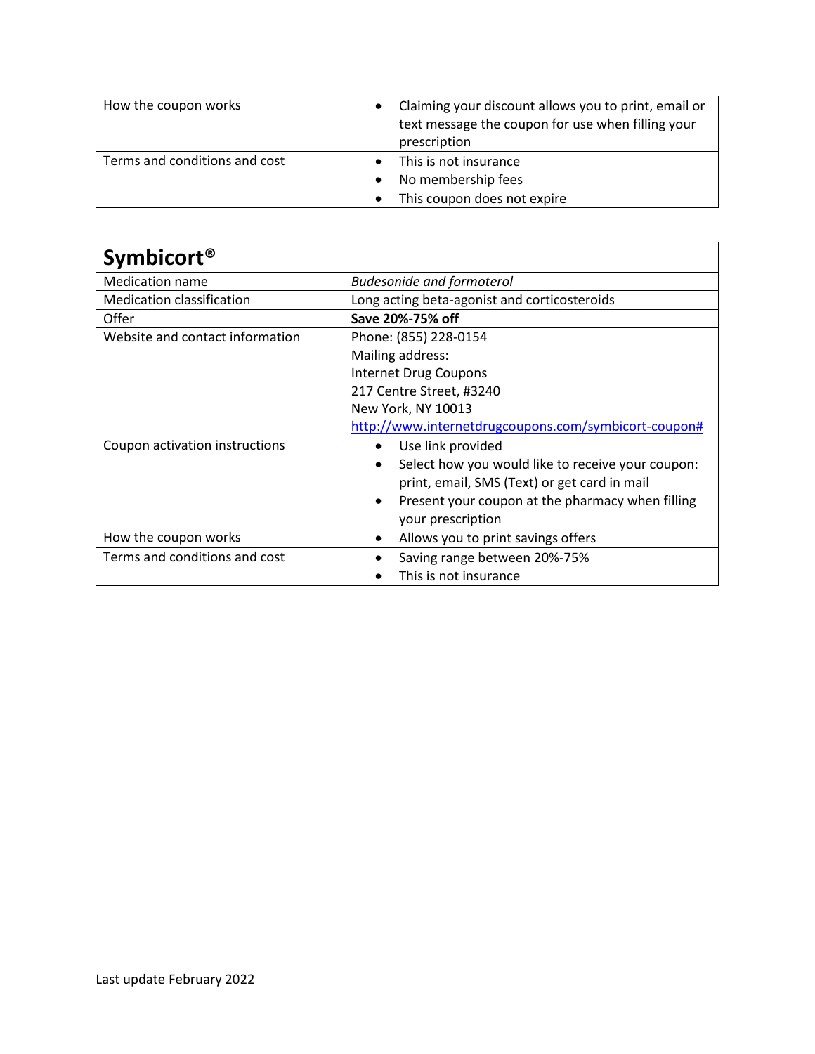| | |
|---|---|
| How the coupon works | • Claiming your discount allows you to print, email or text message the coupon for use when filling your prescription |
| Terms and conditions and cost | • This is not insurance<br>• No membership fees<br>• This coupon does not expire |

## Symbicort®

| | |
|---|---|
| Medication name | *Budesonide and formoterol* |
| Medication classification | Long acting beta-agonist and corticosteroids |
| Offer | **Save 20%-75% off** |
| Website and contact information | Phone: (855) 228-0154<br>Mailing address:<br>Internet Drug Coupons<br>217 Centre Street, #3240<br>New York, NY 10013<br>http://www.internetdrugcoupons.com/symbicort-coupon# |
| Coupon activation instructions | • Use link provided<br>• Select how you would like to receive your coupon: print, email, SMS (Text) or get card in mail<br>• Present your coupon at the pharmacy when filling your prescription |
| How the coupon works | • Allows you to print savings offers |
| Terms and conditions and cost | • Saving range between 20%-75%<br>• This is not insurance |

Last update February 2022